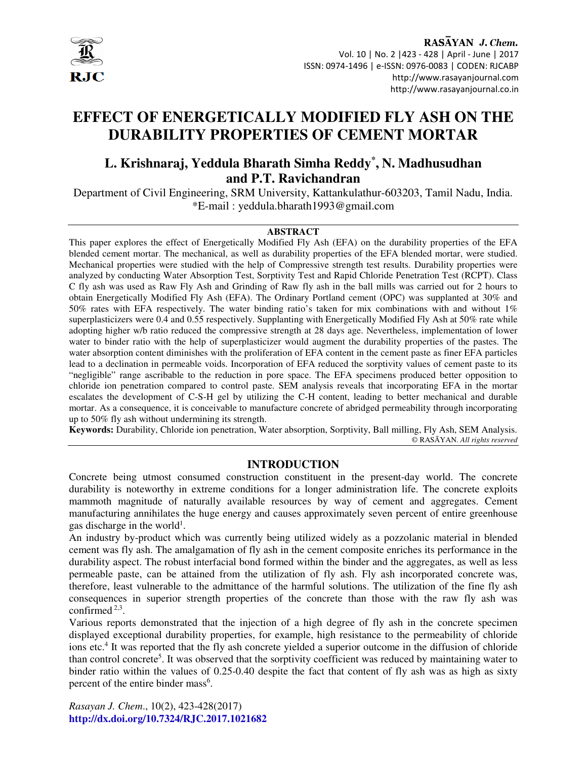# EFFECT OF ENERGETICALLY MODIFIED FLY ASH ON THE DURABILITY PROPERTIES OF CEMENT MORTAR

## L. Krishnaraj, Yeddula Bharath Simha Reddy*, N. Madhusudhan and P.T. Ravichandran

Department of Civil Engineering, SRM University, Kattankulathur-603203, Tamil Nadu, India.
*E-mail : yeddula.bharath1993@gmail.com

### ABSTRACT

This paper explores the effect of Energetically Modified Fly Ash (EFA) on the durability properties of the EFA blended cement mortar. The mechanical, as well as durability properties of the EFA blended mortar, were studied. Mechanical properties were studied with the help of Compressive strength test results. Durability properties were analyzed by conducting Water Absorption Test, Sorptivity Test and Rapid Chloride Penetration Test (RCPT). Class C fly ash was used as Raw Fly Ash and Grinding of Raw fly ash in the ball mills was carried out for 2 hours to obtain Energetically Modified Fly Ash (EFA). The Ordinary Portland cement (OPC) was supplanted at 30% and 50% rates with EFA respectively. The water binding ratio's taken for mix combinations with and without 1% superplasticizers were 0.4 and 0.55 respectively. Supplanting with Energetically Modified Fly Ash at 50% rate while adopting higher w/b ratio reduced the compressive strength at 28 days age. Nevertheless, implementation of lower water to binder ratio with the help of superplasticizer would augment the durability properties of the pastes. The water absorption content diminishes with the proliferation of EFA content in the cement paste as finer EFA particles lead to a declination in permeable voids. Incorporation of EFA reduced the sorptivity values of cement paste to its "negligible" range ascribable to the reduction in pore space. The EFA specimens produced better opposition to chloride ion penetration compared to control paste. SEM analysis reveals that incorporating EFA in the mortar escalates the development of C-S-H gel by utilizing the C-H content, leading to better mechanical and durable mortar. As a consequence, it is conceivable to manufacture concrete of abridged permeability through incorporating up to 50% fly ash without undermining its strength.

**Keywords:** Durability, Chloride ion penetration, Water absorption, Sorptivity, Ball milling, Fly Ash, SEM Analysis.

© RASĀYAN. *All rights reserved*

## INTRODUCTION

Concrete being utmost consumed construction constituent in the present-day world. The concrete durability is noteworthy in extreme conditions for a longer administration life. The concrete exploits mammoth magnitude of naturally available resources by way of cement and aggregates. Cement manufacturing annihilates the huge energy and causes approximately seven percent of entire greenhouse gas discharge in the world[1].

An industry by-product which was currently being utilized widely as a pozzolanic material in blended cement was fly ash. The amalgamation of fly ash in the cement composite enriches its performance in the durability aspect. The robust interfacial bond formed within the binder and the aggregates, as well as less permeable paste, can be attained from the utilization of fly ash. Fly ash incorporated concrete was, therefore, least vulnerable to the admittance of the harmful solutions. The utilization of the fine fly ash consequences in superior strength properties of the concrete than those with the raw fly ash was confirmed[2,3].

Various reports demonstrated that the injection of a high degree of fly ash in the concrete specimen displayed exceptional durability properties, for example, high resistance to the permeability of chloride ions etc.[4] It was reported that the fly ash concrete yielded a superior outcome in the diffusion of chloride than control concrete[5]. It was observed that the sorptivity coefficient was reduced by maintaining water to binder ratio within the values of 0.25-0.40 despite the fact that content of fly ash was as high as sixty percent of the entire binder mass[6].

*Rasayan J. Chem.*, 10(2), 423-428(2017)
http://dx.doi.org/10.7324/RJC.2017.1021682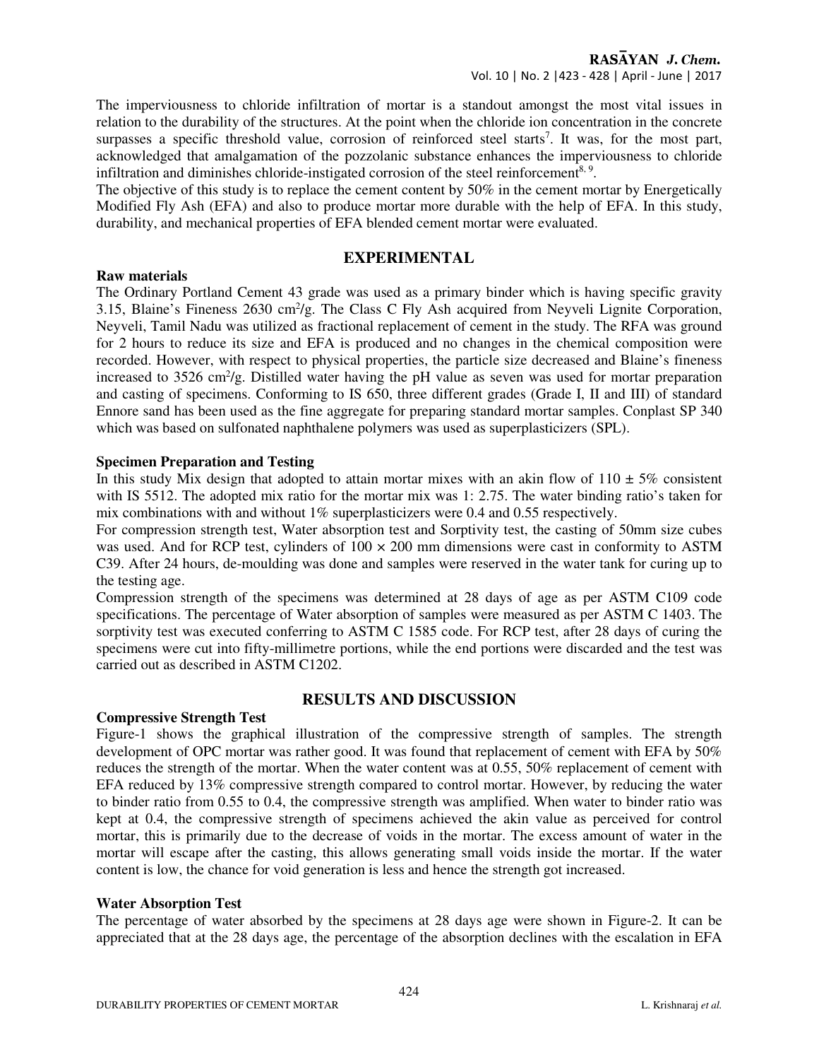The imperviousness to chloride infiltration of mortar is a standout amongst the most vital issues in relation to the durability of the structures. At the point when the chloride ion concentration in the concrete surpasses a specific threshold value, corrosion of reinforced steel starts[7]. It was, for the most part, acknowledged that amalgamation of the pozzolanic substance enhances the imperviousness to chloride infiltration and diminishes chloride-instigated corrosion of the steel reinforcement[8, 9].

The objective of this study is to replace the cement content by 50% in the cement mortar by Energetically Modified Fly Ash (EFA) and also to produce mortar more durable with the help of EFA. In this study, durability, and mechanical properties of EFA blended cement mortar were evaluated.

## EXPERIMENTAL

### Raw materials

The Ordinary Portland Cement 43 grade was used as a primary binder which is having specific gravity 3.15, Blaine's Fineness 2630 $cm^2/g$. The Class C Fly Ash acquired from Neyveli Lignite Corporation, Neyveli, Tamil Nadu was utilized as fractional replacement of cement in the study. The RFA was ground for 2 hours to reduce its size and EFA is produced and no changes in the chemical composition were recorded. However, with respect to physical properties, the particle size decreased and Blaine's fineness increased to 3526 $cm^2/g$. Distilled water having the pH value as seven was used for mortar preparation and casting of specimens. Conforming to IS 650, three different grades (Grade I, II and III) of standard Ennore sand has been used as the fine aggregate for preparing standard mortar samples. Conplast SP 340 which was based on sulfonated naphthalene polymers was used as superplasticizers (SPL).

### Specimen Preparation and Testing

In this study Mix design that adopted to attain mortar mixes with an akin flow of 110 ± 5% consistent with IS 5512. The adopted mix ratio for the mortar mix was 1: 2.75. The water binding ratio's taken for mix combinations with and without 1% superplasticizers were 0.4 and 0.55 respectively.

For compression strength test, Water absorption test and Sorptivity test, the casting of 50mm size cubes was used. And for RCP test, cylinders of 100 × 200 mm dimensions were cast in conformity to ASTM C39. After 24 hours, de-moulding was done and samples were reserved in the water tank for curing up to the testing age.

Compression strength of the specimens was determined at 28 days of age as per ASTM C109 code specifications. The percentage of Water absorption of samples were measured as per ASTM C 1403. The sorptivity test was executed conferring to ASTM C 1585 code. For RCP test, after 28 days of curing the specimens were cut into fifty-millimetre portions, while the end portions were discarded and the test was carried out as described in ASTM C1202.

## RESULTS AND DISCUSSION

### Compressive Strength Test

Figure-1 shows the graphical illustration of the compressive strength of samples. The strength development of OPC mortar was rather good. It was found that replacement of cement with EFA by 50% reduces the strength of the mortar. When the water content was at 0.55, 50% replacement of cement with EFA reduced by 13% compressive strength compared to control mortar. However, by reducing the water to binder ratio from 0.55 to 0.4, the compressive strength was amplified. When water to binder ratio was kept at 0.4, the compressive strength of specimens achieved the akin value as perceived for control mortar, this is primarily due to the decrease of voids in the mortar. The excess amount of water in the mortar will escape after the casting, this allows generating small voids inside the mortar. If the water content is low, the chance for void generation is less and hence the strength got increased.

### Water Absorption Test

The percentage of water absorbed by the specimens at 28 days age were shown in Figure-2. It can be appreciated that at the 28 days age, the percentage of the absorption declines with the escalation in EFA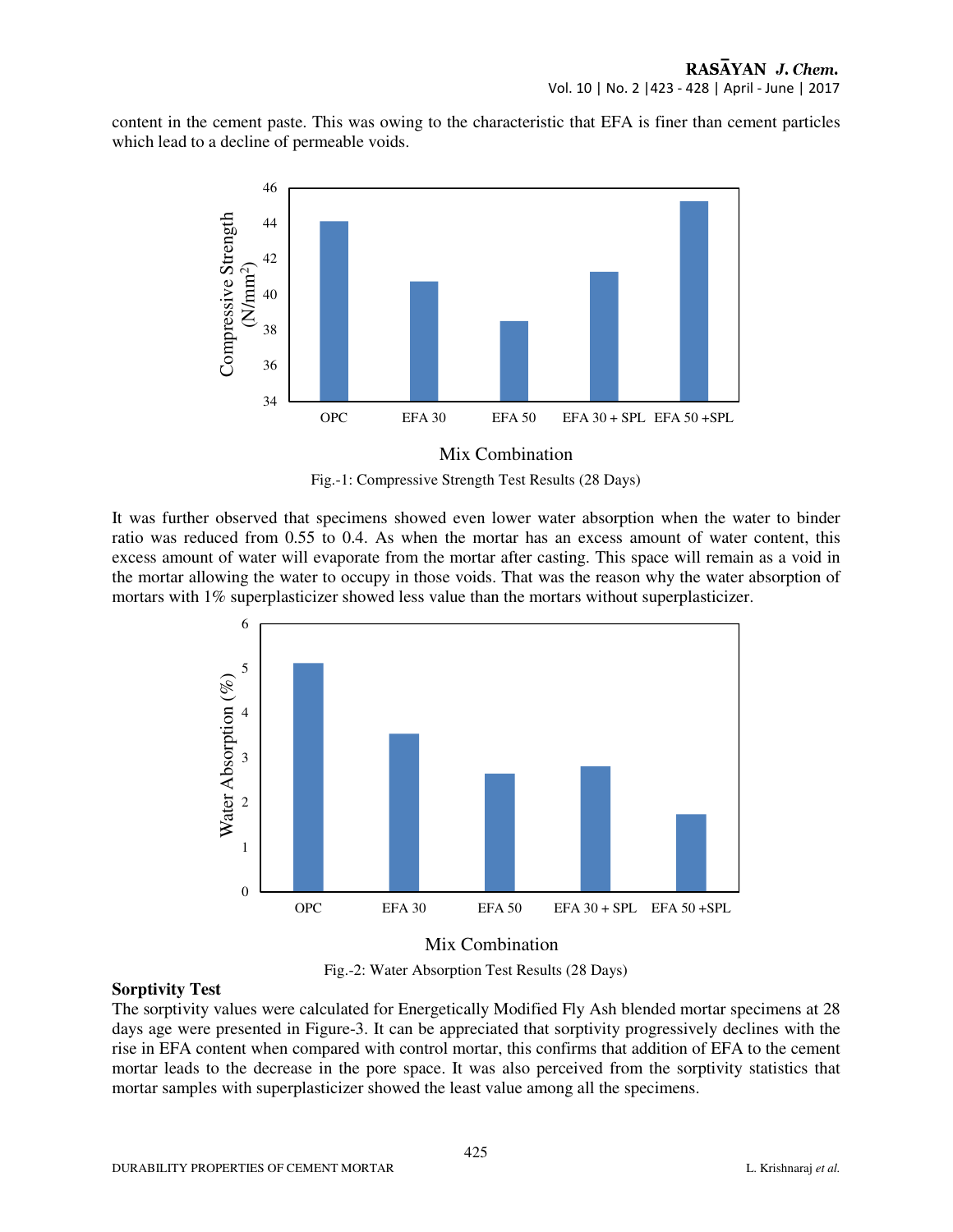content in the cement paste. This was owing to the characteristic that EFA is finer than cement particles which lead to a decline of permeable voids.

Fig.-1: Compressive Strength Test Results (28 Days)

It was further observed that specimens showed even lower water absorption when the water to binder ratio was reduced from 0.55 to 0.4. As when the mortar has an excess amount of water content, this excess amount of water will evaporate from the mortar after casting. This space will remain as a void in the mortar allowing the water to occupy in those voids. That was the reason why the water absorption of mortars with 1% superplasticizer showed less value than the mortars without superplasticizer.

Fig.-2: Water Absorption Test Results (28 Days)

**Sorptivity Test**

The sorptivity values were calculated for Energetically Modified Fly Ash blended mortar specimens at 28 days age were presented in Figure-3. It can be appreciated that sorptivity progressively declines with the rise in EFA content when compared with control mortar, this confirms that addition of EFA to the cement mortar leads to the decrease in the pore space. It was also perceived from the sorptivity statistics that mortar samples with superplasticizer showed the least value among all the specimens.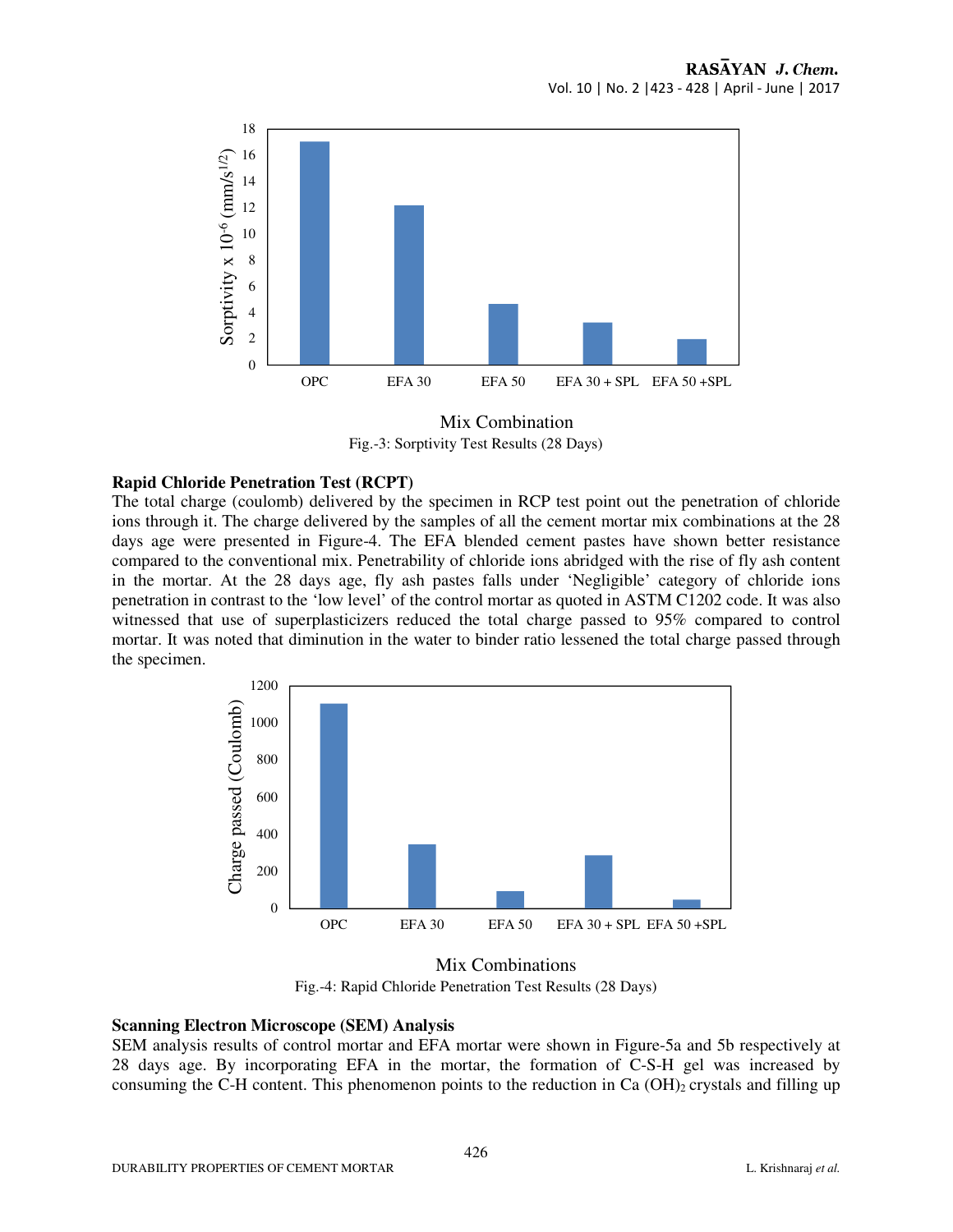Fig.-3: Sorptivity Test Results (28 Days)

### Rapid Chloride Penetration Test (RCPT)

The total charge (coulomb) delivered by the specimen in RCP test point out the penetration of chloride ions through it. The charge delivered by the samples of all the cement mortar mix combinations at the 28 days age were presented in Figure-4. The EFA blended cement pastes have shown better resistance compared to the conventional mix. Penetrability of chloride ions abridged with the rise of fly ash content in the mortar. At the 28 days age, fly ash pastes falls under 'Negligible' category of chloride ions penetration in contrast to the 'low level' of the control mortar as quoted in ASTM C1202 code. It was also witnessed that use of superplasticizers reduced the total charge passed to 95% compared to control mortar. It was noted that diminution in the water to binder ratio lessened the total charge passed through the specimen.

Fig.-4: Rapid Chloride Penetration Test Results (28 Days)

### Scanning Electron Microscope (SEM) Analysis

SEM analysis results of control mortar and EFA mortar were shown in Figure-5a and 5b respectively at 28 days age. By incorporating EFA in the mortar, the formation of C-S-H gel was increased by consuming the C-H content. This phenomenon points to the reduction in $Ca(OH)_2$ crystals and filling up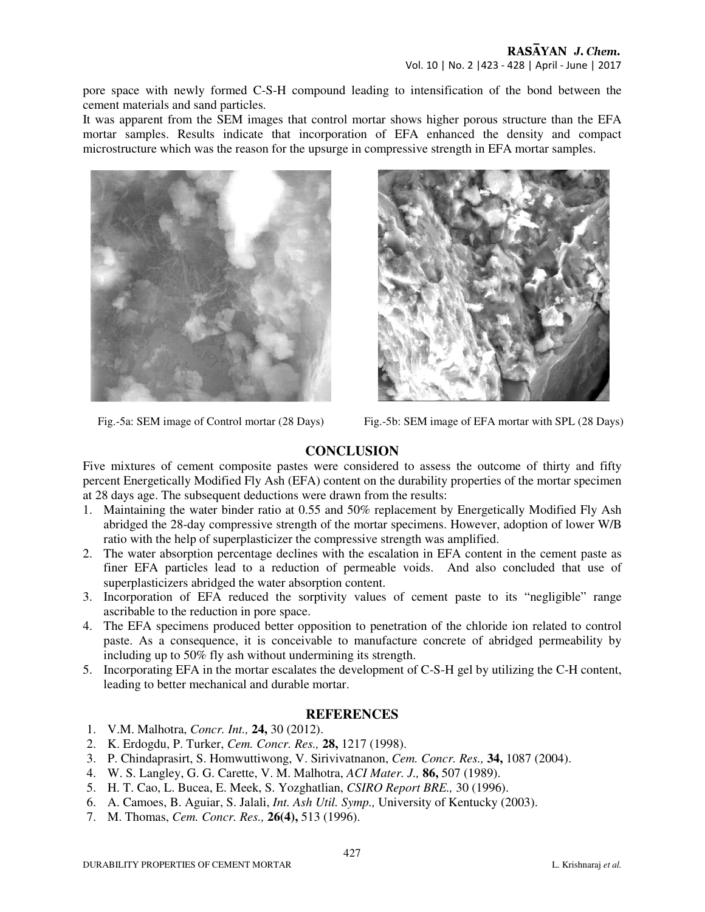pore space with newly formed C-S-H compound leading to intensification of the bond between the cement materials and sand particles.

It was apparent from the SEM images that control mortar shows higher porous structure than the EFA mortar samples. Results indicate that incorporation of EFA enhanced the density and compact microstructure which was the reason for the upsurge in compressive strength in EFA mortar samples.

Fig.-5a: SEM image of Control mortar (28 Days)

Fig.-5b: SEM image of EFA mortar with SPL (28 Days)

## CONCLUSION

Five mixtures of cement composite pastes were considered to assess the outcome of thirty and fifty percent Energetically Modified Fly Ash (EFA) content on the durability properties of the mortar specimen at 28 days age. The subsequent deductions were drawn from the results:

1. Maintaining the water binder ratio at 0.55 and 50% replacement by Energetically Modified Fly Ash abridged the 28-day compressive strength of the mortar specimens. However, adoption of lower W/B ratio with the help of superplasticizer the compressive strength was amplified.
2. The water absorption percentage declines with the escalation in EFA content in the cement paste as finer EFA particles lead to a reduction of permeable voids. And also concluded that use of superplasticizers abridged the water absorption content.
3. Incorporation of EFA reduced the sorptivity values of cement paste to its "negligible" range ascribable to the reduction in pore space.
4. The EFA specimens produced better opposition to penetration of the chloride ion related to control paste. As a consequence, it is conceivable to manufacture concrete of abridged permeability by including up to 50% fly ash without undermining its strength.
5. Incorporating EFA in the mortar escalates the development of C-S-H gel by utilizing the C-H content, leading to better mechanical and durable mortar.

## REFERENCES

1. V.M. Malhotra, *Concr. Int.,* **24,** 30 (2012).
2. K. Erdogdu, P. Turker, *Cem. Concr. Res.,* **28,** 1217 (1998).
3. P. Chindaprasirt, S. Homwuttiwong, V. Sirivivatnanon, *Cem. Concr. Res.,* **34,** 1087 (2004).
4. W. S. Langley, G. G. Carette, V. M. Malhotra, *ACI Mater. J.,* **86,** 507 (1989).
5. H. T. Cao, L. Bucea, E. Meek, S. Yozghatlian, *CSIRO Report BRE.,* 30 (1996).
6. A. Camoes, B. Aguiar, S. Jalali, *Int. Ash Util. Symp.,* University of Kentucky (2003).
7. M. Thomas, *Cem. Concr. Res.,* **26(4),** 513 (1996).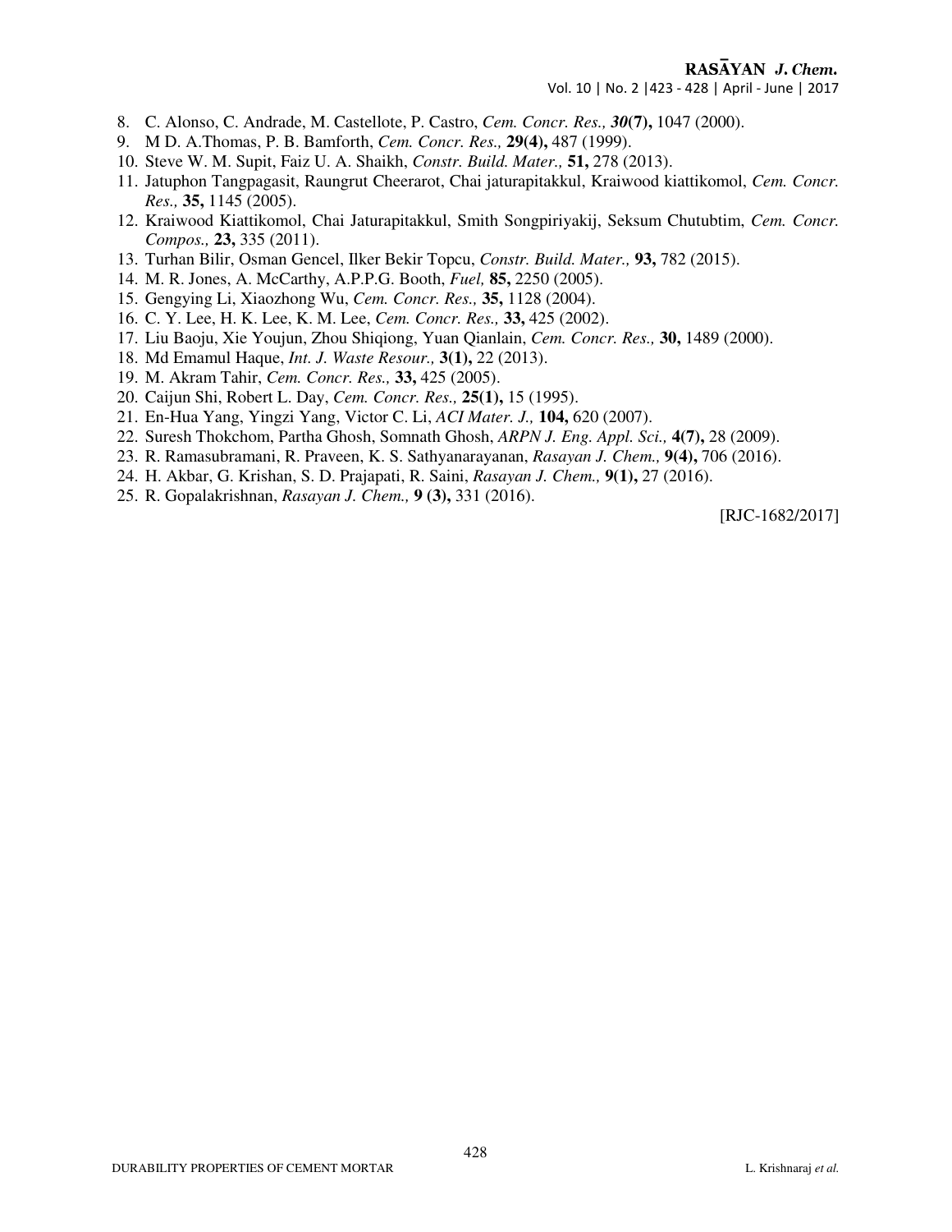8. C. Alonso, C. Andrade, M. Castellote, P. Castro, *Cem. Concr. Res., 30*(**7**)**,** 1047 (2000).
9. M D. A.Thomas, P. B. Bamforth, *Cem. Concr. Res.,* **29(4),** 487 (1999).
10. Steve W. M. Supit, Faiz U. A. Shaikh, *Constr. Build. Mater.,* **51,** 278 (2013).
11. Jatuphon Tangpagasit, Raungrut Cheerarot, Chai jaturapitakkul, Kraiwood kiattikomol, *Cem. Concr. Res.,* **35,** 1145 (2005).
12. Kraiwood Kiattikomol, Chai Jaturapitakkul, Smith Songpiriyakij, Seksum Chutubtim, *Cem. Concr. Compos.,* **23,** 335 (2011).
13. Turhan Bilir, Osman Gencel, Ilker Bekir Topcu, *Constr. Build. Mater.,* **93,** 782 (2015).
14. M. R. Jones, A. McCarthy, A.P.P.G. Booth, *Fuel,* **85,** 2250 (2005).
15. Gengying Li, Xiaozhong Wu, *Cem. Concr. Res.,* **35,** 1128 (2004).
16. C. Y. Lee, H. K. Lee, K. M. Lee, *Cem. Concr. Res.,* **33,** 425 (2002).
17. Liu Baoju, Xie Youjun, Zhou Shiqiong, Yuan Qianlain, *Cem. Concr. Res.,* **30,** 1489 (2000).
18. Md Emamul Haque, *Int. J. Waste Resour.,* **3(1),** 22 (2013).
19. M. Akram Tahir, *Cem. Concr. Res.,* **33,** 425 (2005).
20. Caijun Shi, Robert L. Day, *Cem. Concr. Res.,* **25(1),** 15 (1995).
21. En-Hua Yang, Yingzi Yang, Victor C. Li, *ACI Mater. J.,* **104,** 620 (2007).
22. Suresh Thokchom, Partha Ghosh, Somnath Ghosh, *ARPN J. Eng. Appl. Sci.,* **4(7),** 28 (2009).
23. R. Ramasubramani, R. Praveen, K. S. Sathyanarayanan, *Rasayan J. Chem.,* **9(4),** 706 (2016).
24. H. Akbar, G. Krishan, S. D. Prajapati, R. Saini, *Rasayan J. Chem.,* **9**(**1**)**,** 27 (2016).
25. R. Gopalakrishnan, *Rasayan J. Chem.,* **9 (3),** 331 (2016).

[RJC-1682/2017]